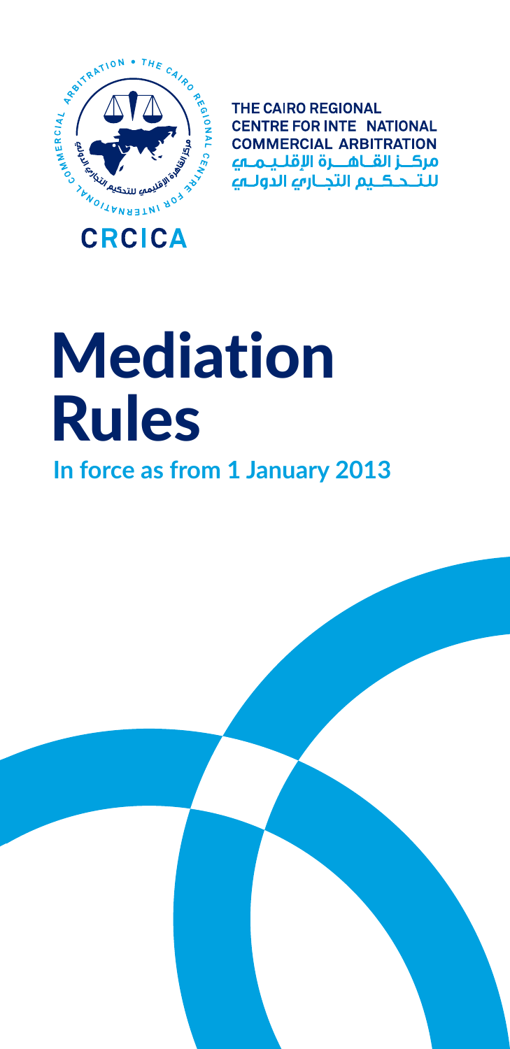THE CAIRO REGIONAL
CENTRE FOR INTE NATIONAL
COMMERCIAL ARBITRATION
مركــز القـاهــرة الإقلـيـمـي
للتـحـكـيم التجـاري الدولـي

CRCICA

# Mediation Rules

## In force as from 1 January 2013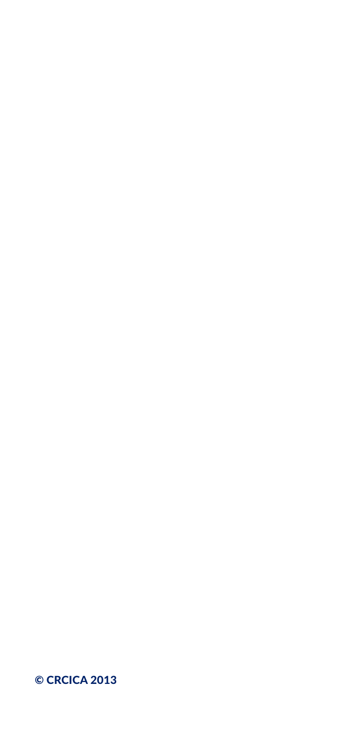© CRCICA 2013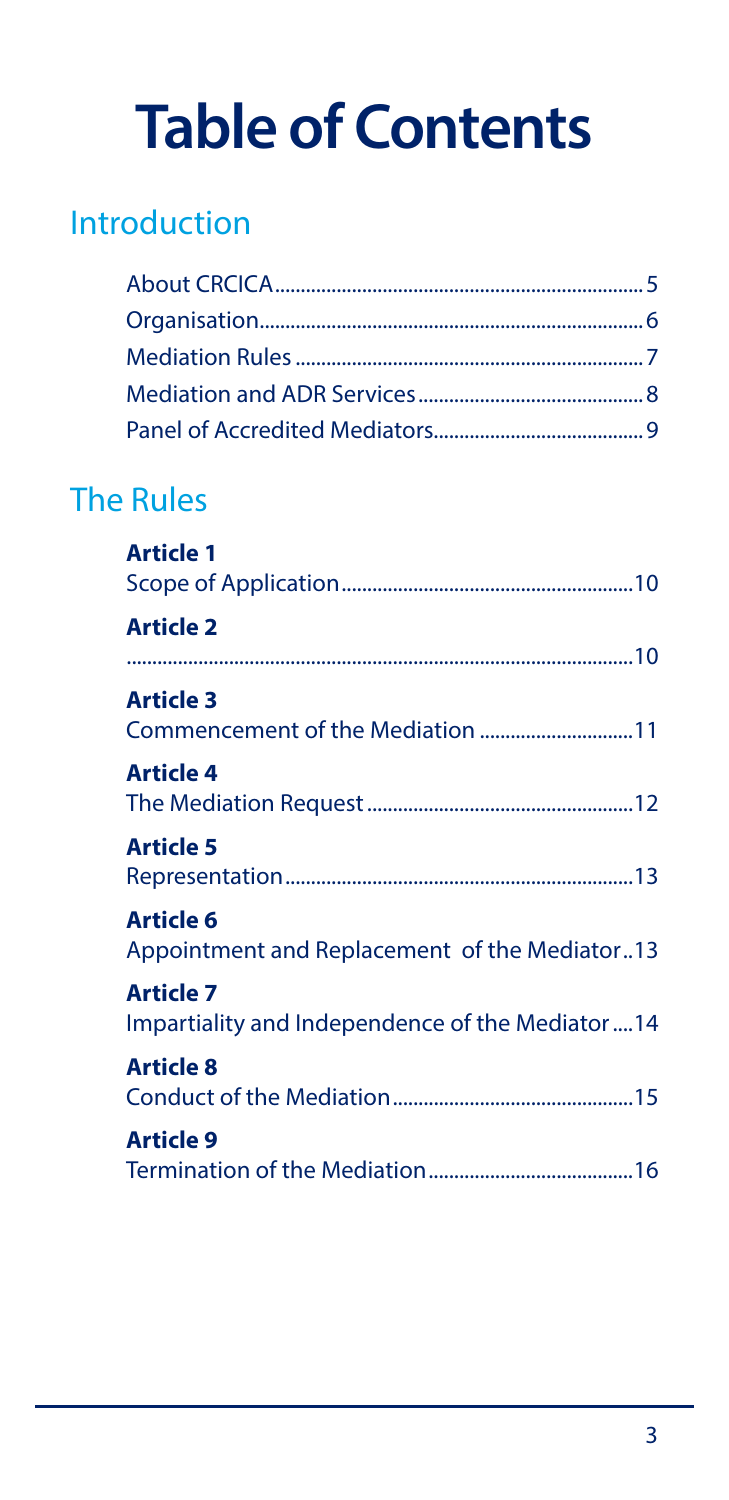# Table of Contents

## Introduction

About CRCICA........................................................................5
Organisation..........................................................................6
Mediation Rules ....................................................................7
Mediation and ADR Services............................................8
Panel of Accredited Mediators.........................................9

## The Rules

**Article 1**
Scope of Application.........................................................10

**Article 2**
...................................................................................................10

**Article 3**
Commencement of the Mediation ..............................11

**Article 4**
The Mediation Request ....................................................12

**Article 5**
Representation....................................................................13

**Article 6**
Appointment and Replacement of the Mediator..13

**Article 7**
Impartiality and Independence of the Mediator....14

**Article 8**
Conduct of the Mediation...............................................15

**Article 9**
Termination of the Mediation........................................16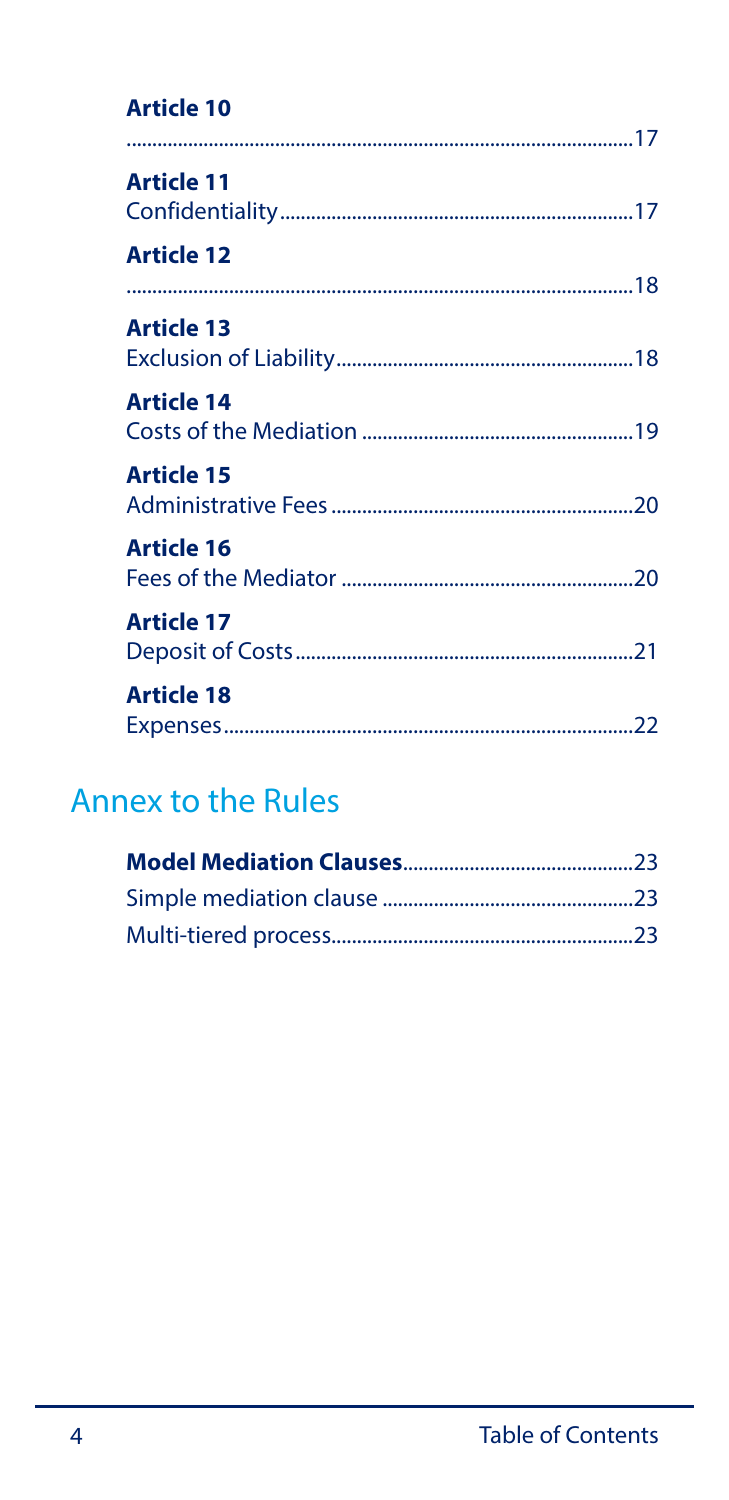**Article 10**
.................................................................................................17

**Article 11**
Confidentiality....................................................................17

**Article 12**
.................................................................................................18

**Article 13**
Exclusion of Liability.........................................................18

**Article 14**
Costs of the Mediation ....................................................19

**Article 15**
Administrative Fees ..........................................................20

**Article 16**
Fees of the Mediator ........................................................20

**Article 17**
Deposit of Costs.................................................................21

**Article 18**
Expenses...............................................................................22

## Annex to the Rules

**Model Mediation Clauses**............................................23
Simple mediation clause ................................................23
Multi-tiered process..........................................................23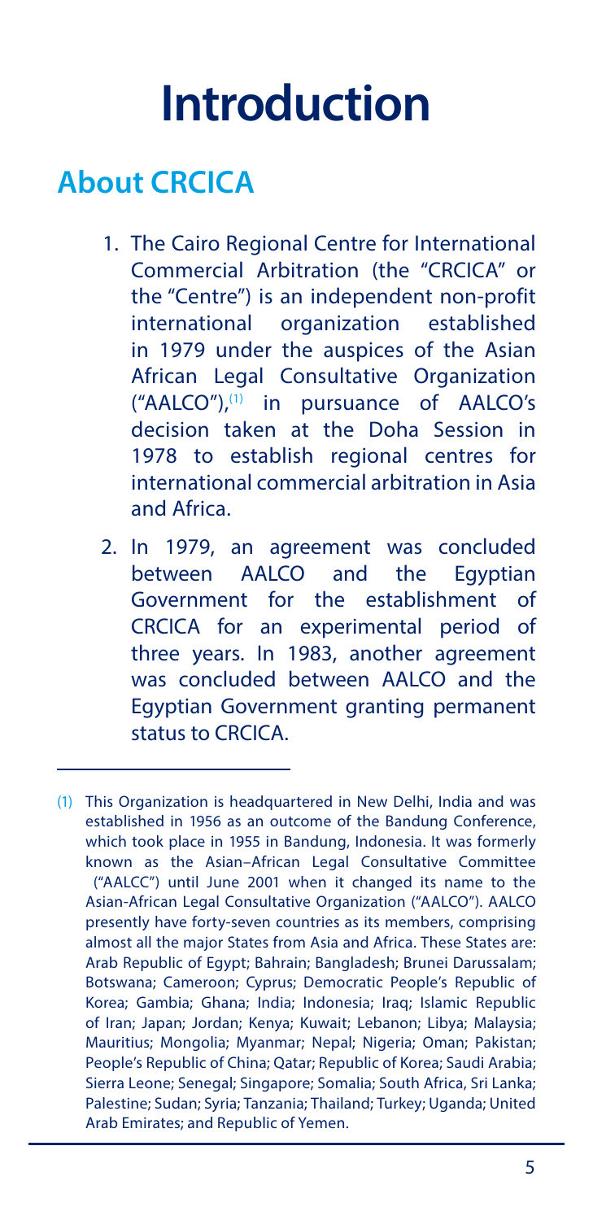# Introduction

## About CRCICA

1. The Cairo Regional Centre for International Commercial Arbitration (the "CRCICA" or the "Centre") is an independent non-profit international organization established in 1979 under the auspices of the Asian African Legal Consultative Organization ("AALCO"),[1] in pursuance of AALCO's decision taken at the Doha Session in 1978 to establish regional centres for international commercial arbitration in Asia and Africa.

2. In 1979, an agreement was concluded between AALCO and the Egyptian Government for the establishment of CRCICA for an experimental period of three years. In 1983, another agreement was concluded between AALCO and the Egyptian Government granting permanent status to CRCICA.

---

(1) This Organization is headquartered in New Delhi, India and was established in 1956 as an outcome of the Bandung Conference, which took place in 1955 in Bandung, Indonesia. It was formerly known as the Asian–African Legal Consultative Committee ("AALCC") until June 2001 when it changed its name to the Asian-African Legal Consultative Organization ("AALCO"). AALCO presently have forty-seven countries as its members, comprising almost all the major States from Asia and Africa. These States are: Arab Republic of Egypt; Bahrain; Bangladesh; Brunei Darussalam; Botswana; Cameroon; Cyprus; Democratic People's Republic of Korea; Gambia; Ghana; India; Indonesia; Iraq; Islamic Republic of Iran; Japan; Jordan; Kenya; Kuwait; Lebanon; Libya; Malaysia; Mauritius; Mongolia; Myanmar; Nepal; Nigeria; Oman; Pakistan; People's Republic of China; Qatar; Republic of Korea; Saudi Arabia; Sierra Leone; Senegal; Singapore; Somalia; South Africa, Sri Lanka; Palestine; Sudan; Syria; Tanzania; Thailand; Turkey; Uganda; United Arab Emirates; and Republic of Yemen.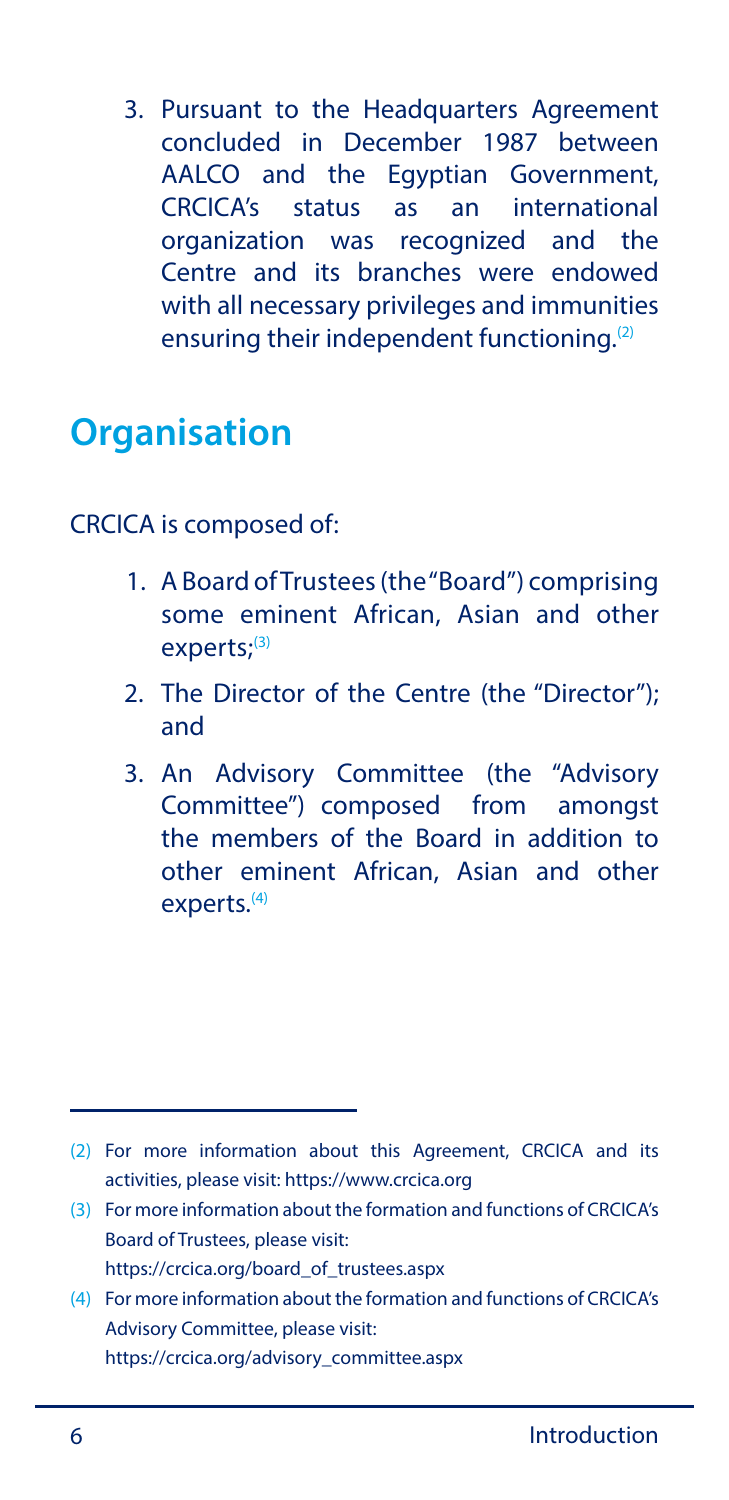3. Pursuant to the Headquarters Agreement concluded in December 1987 between AALCO and the Egyptian Government, CRCICA's status as an international organization was recognized and the Centre and its branches were endowed with all necessary privileges and immunities ensuring their independent functioning.[2]

## Organisation

CRCICA is composed of:

1. A Board of Trustees (the "Board") comprising some eminent African, Asian and other experts;[3]
2. The Director of the Centre (the "Director"); and
3. An Advisory Committee (the "Advisory Committee") composed from amongst the members of the Board in addition to other eminent African, Asian and other experts.[4]

---

(2) For more information about this Agreement, CRCICA and its activities, please visit: https://www.crcica.org

(3) For more information about the formation and functions of CRCICA's Board of Trustees, please visit: https://crcica.org/board_of_trustees.aspx

(4) For more information about the formation and functions of CRCICA's Advisory Committee, please visit: https://crcica.org/advisory_committee.aspx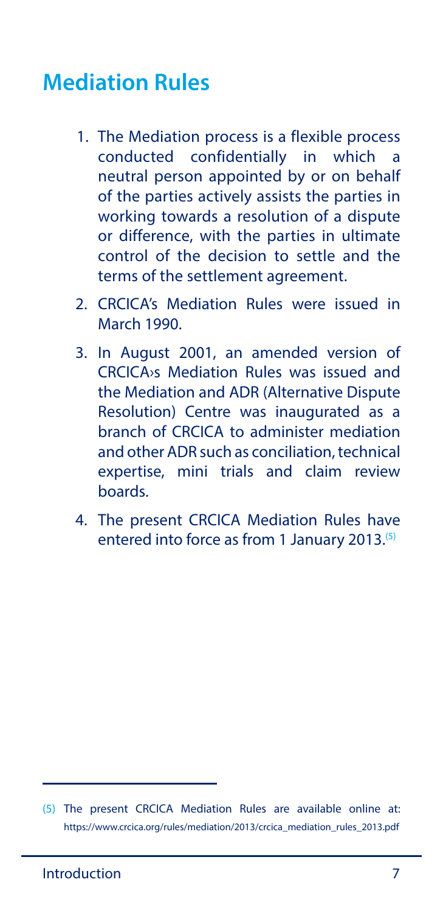## Mediation Rules

1. The Mediation process is a flexible process conducted confidentially in which a neutral person appointed by or on behalf of the parties actively assists the parties in working towards a resolution of a dispute or difference, with the parties in ultimate control of the decision to settle and the terms of the settlement agreement.
2. CRCICA's Mediation Rules were issued in March 1990.
3. In August 2001, an amended version of CRCICA›s Mediation Rules was issued and the Mediation and ADR (Alternative Dispute Resolution) Centre was inaugurated as a branch of CRCICA to administer mediation and other ADR such as conciliation, technical expertise, mini trials and claim review boards.
4. The present CRCICA Mediation Rules have entered into force as from 1 January 2013.[5]

---

(5) The present CRCICA Mediation Rules are available online at: https://www.crcica.org/rules/mediation/2013/crcica_mediation_rules_2013.pdf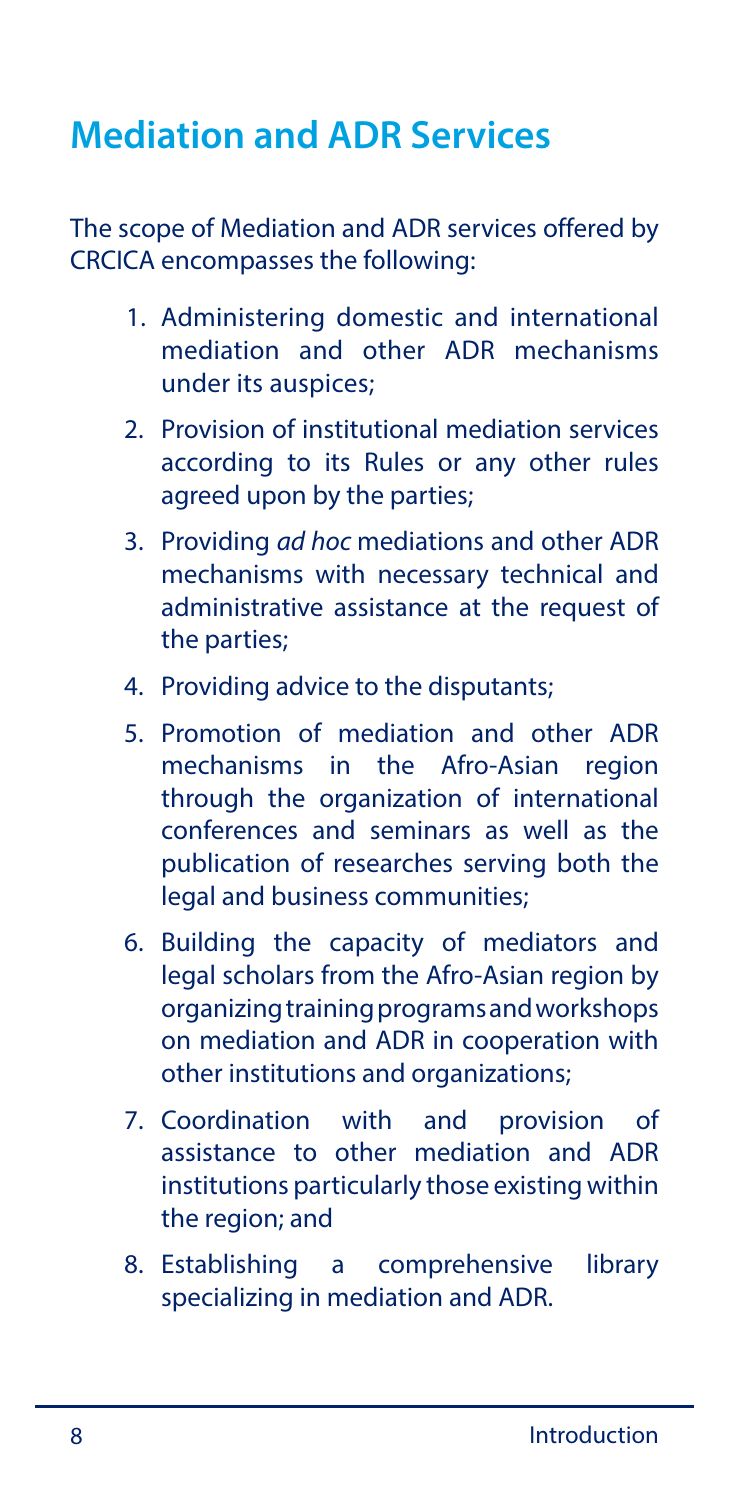## Mediation and ADR Services

The scope of Mediation and ADR services offered by CRCICA encompasses the following:

1. Administering domestic and international mediation and other ADR mechanisms under its auspices;
2. Provision of institutional mediation services according to its Rules or any other rules agreed upon by the parties;
3. Providing *ad hoc* mediations and other ADR mechanisms with necessary technical and administrative assistance at the request of the parties;
4. Providing advice to the disputants;
5. Promotion of mediation and other ADR mechanisms in the Afro-Asian region through the organization of international conferences and seminars as well as the publication of researches serving both the legal and business communities;
6. Building the capacity of mediators and legal scholars from the Afro-Asian region by organizing training programs and workshops on mediation and ADR in cooperation with other institutions and organizations;
7. Coordination with and provision of assistance to other mediation and ADR institutions particularly those existing within the region; and
8. Establishing a comprehensive library specializing in mediation and ADR.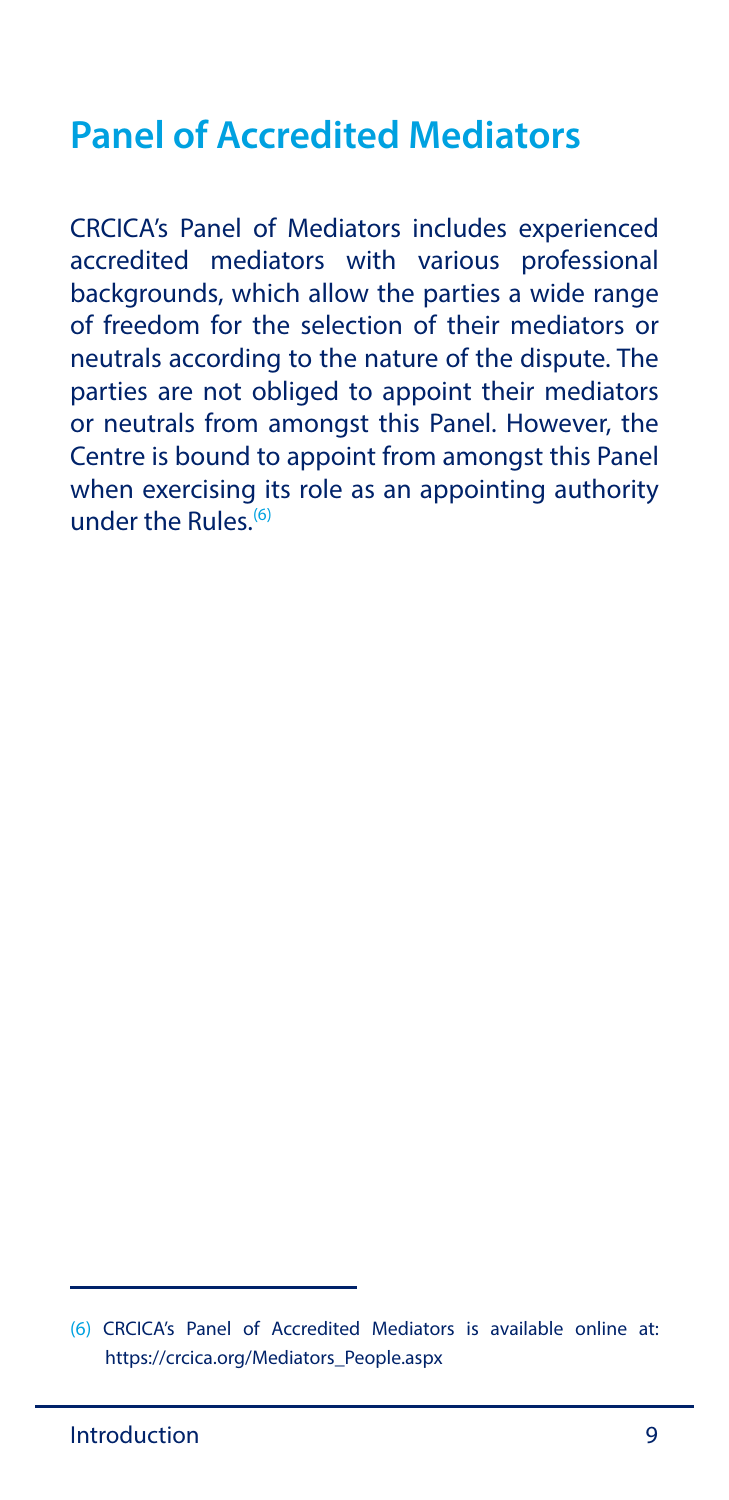## Panel of Accredited Mediators

CRCICA's Panel of Mediators includes experienced accredited mediators with various professional backgrounds, which allow the parties a wide range of freedom for the selection of their mediators or neutrals according to the nature of the dispute. The parties are not obliged to appoint their mediators or neutrals from amongst this Panel. However, the Centre is bound to appoint from amongst this Panel when exercising its role as an appointing authority under the Rules.[6]

---

(6) CRCICA's Panel of Accredited Mediators is available online at: https://crcica.org/Mediators_People.aspx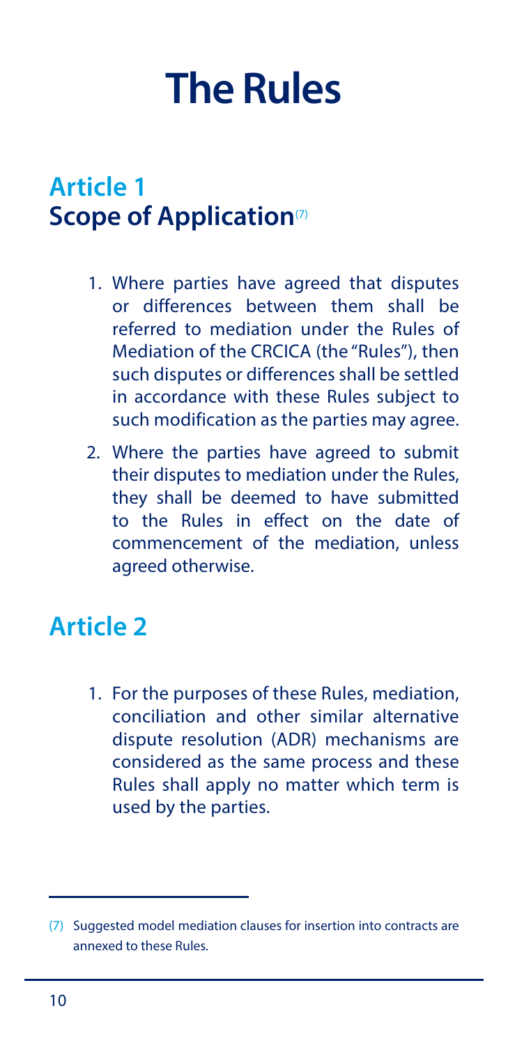# The Rules

## Article 1
## Scope of Application[7]

1. Where parties have agreed that disputes or differences between them shall be referred to mediation under the Rules of Mediation of the CRCICA (the "Rules"), then such disputes or differences shall be settled in accordance with these Rules subject to such modification as the parties may agree.

2. Where the parties have agreed to submit their disputes to mediation under the Rules, they shall be deemed to have submitted to the Rules in effect on the date of commencement of the mediation, unless agreed otherwise.

## Article 2

1. For the purposes of these Rules, mediation, conciliation and other similar alternative dispute resolution (ADR) mechanisms are considered as the same process and these Rules shall apply no matter which term is used by the parties.

---

(7) Suggested model mediation clauses for insertion into contracts are annexed to these Rules.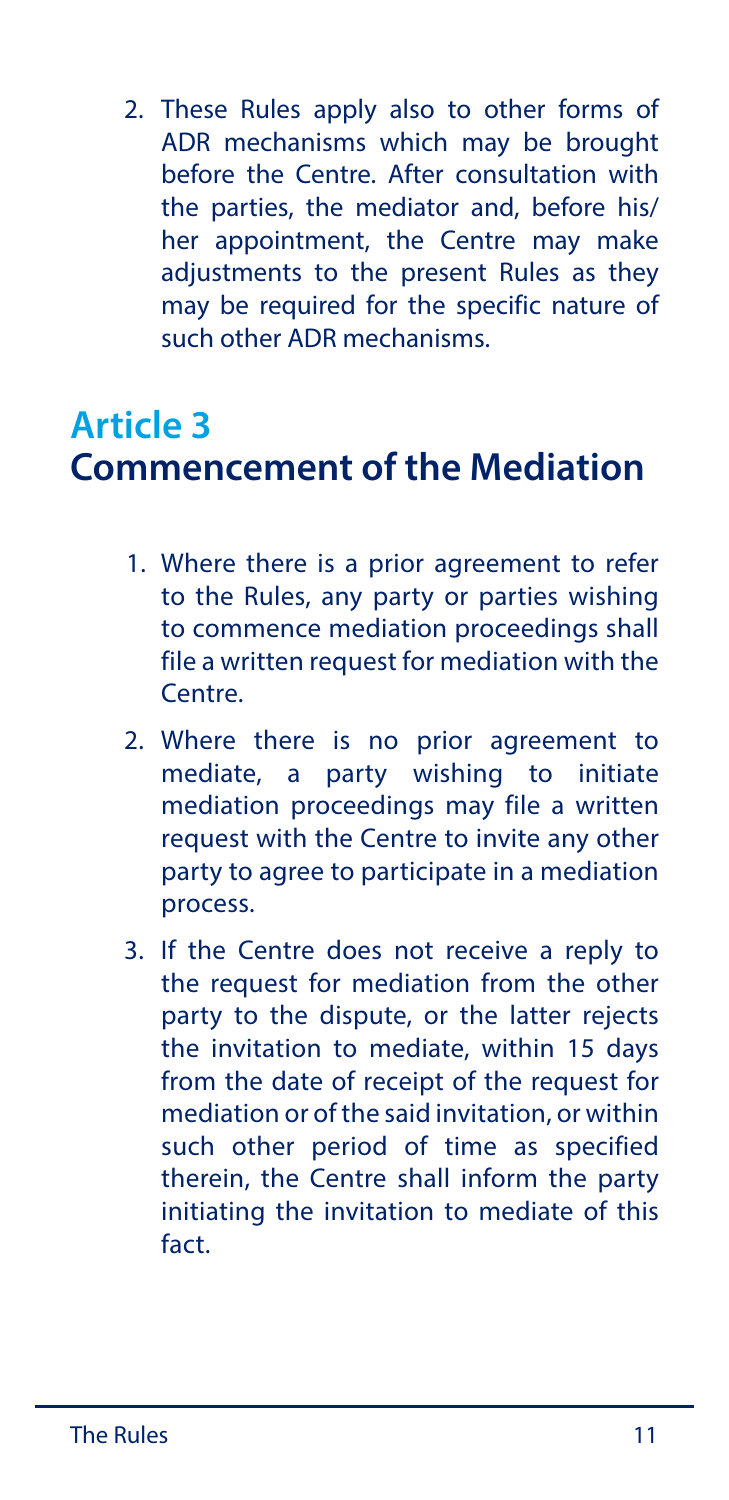2. These Rules apply also to other forms of ADR mechanisms which may be brought before the Centre. After consultation with the parties, the mediator and, before his/her appointment, the Centre may make adjustments to the present Rules as they may be required for the specific nature of such other ADR mechanisms.

## Article 3
## Commencement of the Mediation

1. Where there is a prior agreement to refer to the Rules, any party or parties wishing to commence mediation proceedings shall file a written request for mediation with the Centre.
2. Where there is no prior agreement to mediate, a party wishing to initiate mediation proceedings may file a written request with the Centre to invite any other party to agree to participate in a mediation process.
3. If the Centre does not receive a reply to the request for mediation from the other party to the dispute, or the latter rejects the invitation to mediate, within 15 days from the date of receipt of the request for mediation or of the said invitation, or within such other period of time as specified therein, the Centre shall inform the party initiating the invitation to mediate of this fact.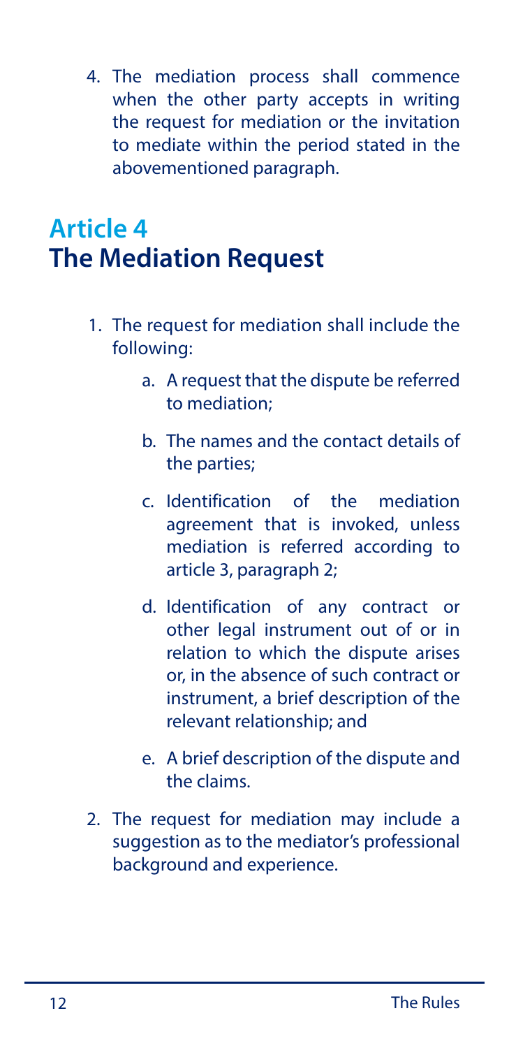4. The mediation process shall commence when the other party accepts in writing the request for mediation or the invitation to mediate within the period stated in the abovementioned paragraph.

## Article 4
## The Mediation Request

1. The request for mediation shall include the following:
    a. A request that the dispute be referred to mediation;
    b. The names and the contact details of the parties;
    c. Identification of the mediation agreement that is invoked, unless mediation is referred according to article 3, paragraph 2;
    d. Identification of any contract or other legal instrument out of or in relation to which the dispute arises or, in the absence of such contract or instrument, a brief description of the relevant relationship; and
    e. A brief description of the dispute and the claims.
2. The request for mediation may include a suggestion as to the mediator's professional background and experience.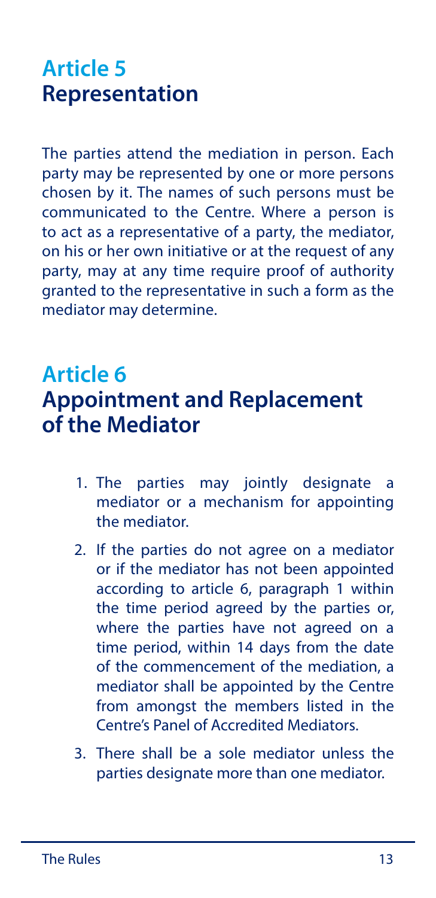## Article 5
## Representation

The parties attend the mediation in person. Each party may be represented by one or more persons chosen by it. The names of such persons must be communicated to the Centre. Where a person is to act as a representative of a party, the mediator, on his or her own initiative or at the request of any party, may at any time require proof of authority granted to the representative in such a form as the mediator may determine.

## Article 6
## Appointment and Replacement of the Mediator

1. The parties may jointly designate a mediator or a mechanism for appointing the mediator.
2. If the parties do not agree on a mediator or if the mediator has not been appointed according to article 6, paragraph 1 within the time period agreed by the parties or, where the parties have not agreed on a time period, within 14 days from the date of the commencement of the mediation, a mediator shall be appointed by the Centre from amongst the members listed in the Centre's Panel of Accredited Mediators.
3. There shall be a sole mediator unless the parties designate more than one mediator.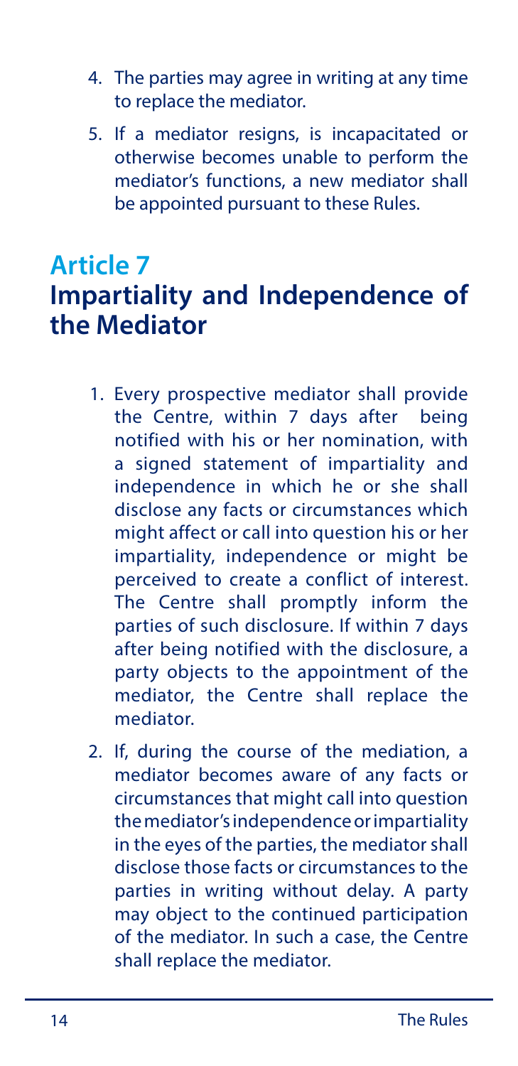4. The parties may agree in writing at any time to replace the mediator.
5. If a mediator resigns, is incapacitated or otherwise becomes unable to perform the mediator's functions, a new mediator shall be appointed pursuant to these Rules.

## Article 7
## Impartiality and Independence of the Mediator

1. Every prospective mediator shall provide the Centre, within 7 days after being notified with his or her nomination, with a signed statement of impartiality and independence in which he or she shall disclose any facts or circumstances which might affect or call into question his or her impartiality, independence or might be perceived to create a conflict of interest. The Centre shall promptly inform the parties of such disclosure. If within 7 days after being notified with the disclosure, a party objects to the appointment of the mediator, the Centre shall replace the mediator.
2. If, during the course of the mediation, a mediator becomes aware of any facts or circumstances that might call into question the mediator's independence or impartiality in the eyes of the parties, the mediator shall disclose those facts or circumstances to the parties in writing without delay. A party may object to the continued participation of the mediator. In such a case, the Centre shall replace the mediator.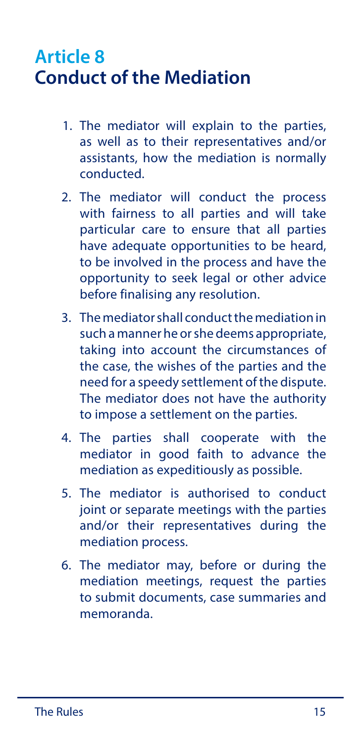## Article 8
## Conduct of the Mediation

1. The mediator will explain to the parties, as well as to their representatives and/or assistants, how the mediation is normally conducted.
2. The mediator will conduct the process with fairness to all parties and will take particular care to ensure that all parties have adequate opportunities to be heard, to be involved in the process and have the opportunity to seek legal or other advice before finalising any resolution.
3. The mediator shall conduct the mediation in such a manner he or she deems appropriate, taking into account the circumstances of the case, the wishes of the parties and the need for a speedy settlement of the dispute. The mediator does not have the authority to impose a settlement on the parties.
4. The parties shall cooperate with the mediator in good faith to advance the mediation as expeditiously as possible.
5. The mediator is authorised to conduct joint or separate meetings with the parties and/or their representatives during the mediation process.
6. The mediator may, before or during the mediation meetings, request the parties to submit documents, case summaries and memoranda.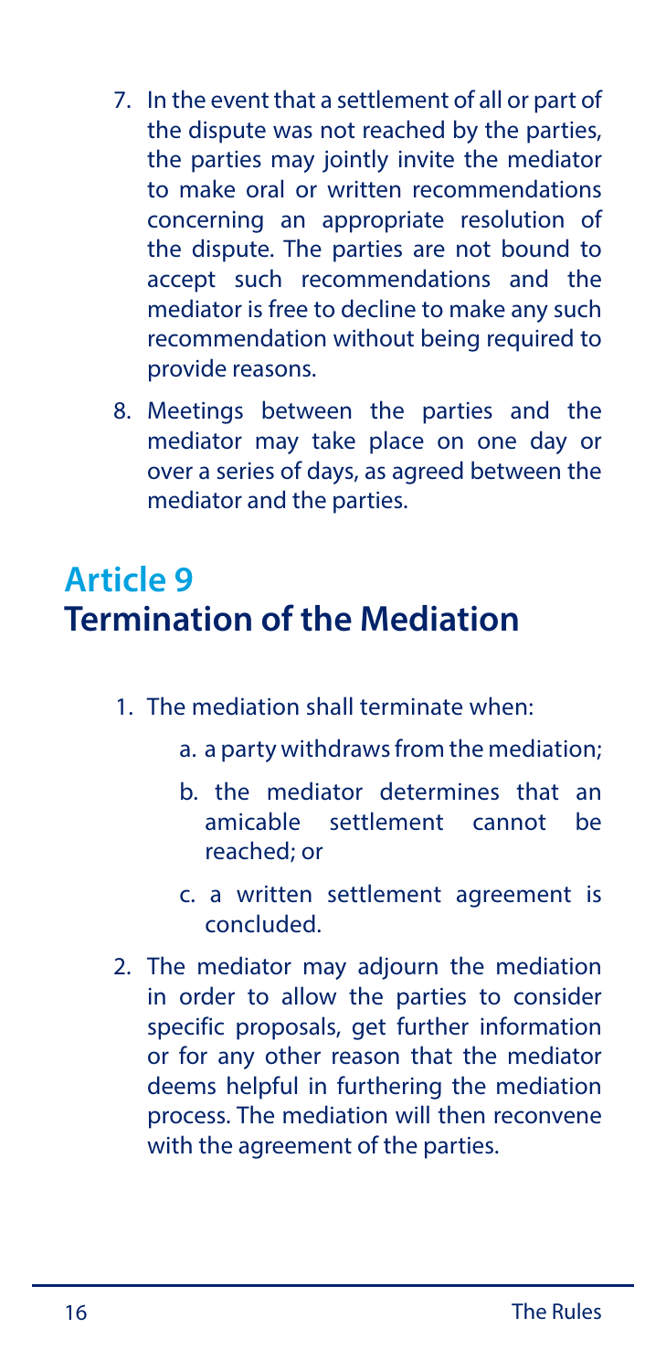7. In the event that a settlement of all or part of the dispute was not reached by the parties, the parties may jointly invite the mediator to make oral or written recommendations concerning an appropriate resolution of the dispute. The parties are not bound to accept such recommendations and the mediator is free to decline to make any such recommendation without being required to provide reasons.

8. Meetings between the parties and the mediator may take place on one day or over a series of days, as agreed between the mediator and the parties.

## Article 9
## Termination of the Mediation

1. The mediation shall terminate when:

   a. a party withdraws from the mediation;

   b. the mediator determines that an amicable settlement cannot be reached; or

   c. a written settlement agreement is concluded.

2. The mediator may adjourn the mediation in order to allow the parties to consider specific proposals, get further information or for any other reason that the mediator deems helpful in furthering the mediation process. The mediation will then reconvene with the agreement of the parties.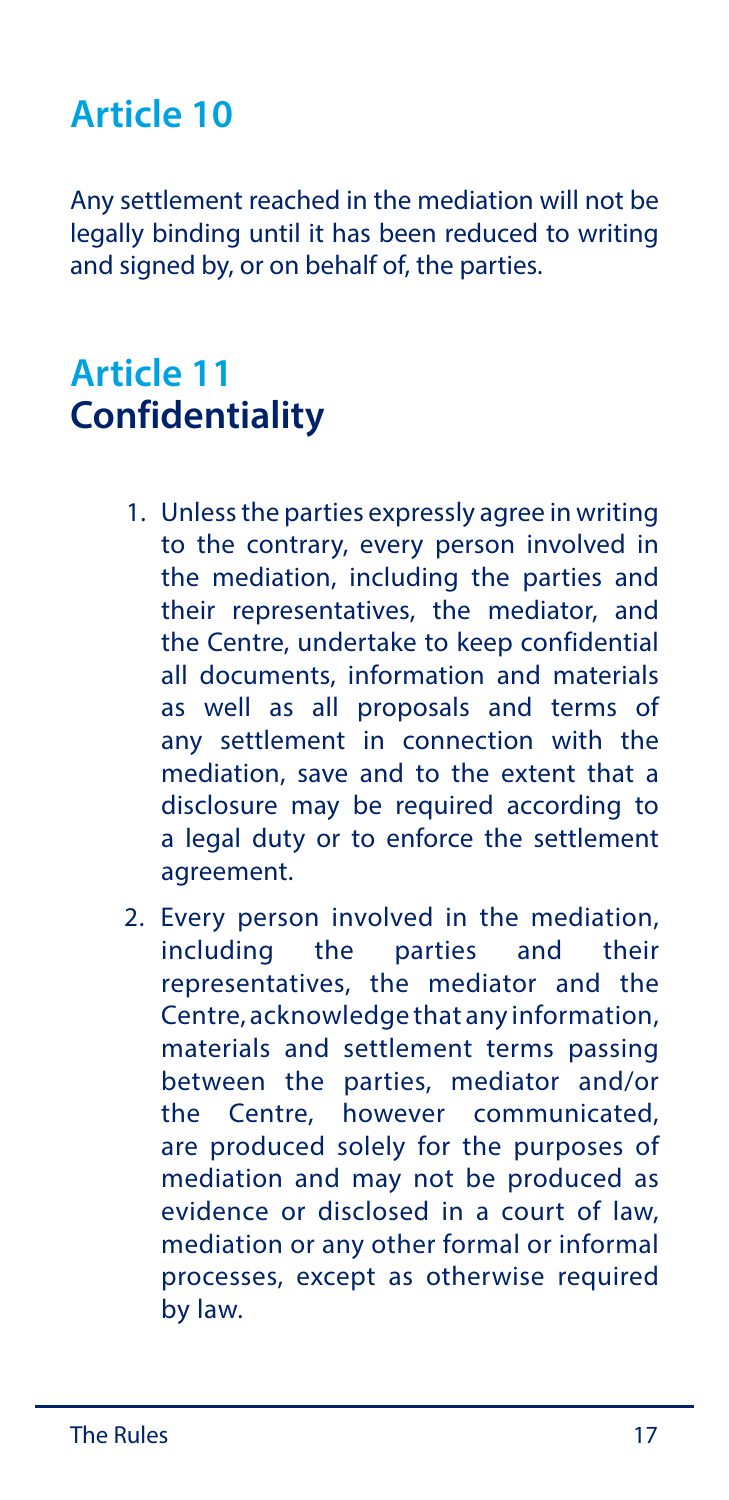## Article 10

Any settlement reached in the mediation will not be legally binding until it has been reduced to writing and signed by, or on behalf of, the parties.

## Article 11
## Confidentiality

1. Unless the parties expressly agree in writing to the contrary, every person involved in the mediation, including the parties and their representatives, the mediator, and the Centre, undertake to keep confidential all documents, information and materials as well as all proposals and terms of any settlement in connection with the mediation, save and to the extent that a disclosure may be required according to a legal duty or to enforce the settlement agreement.
2. Every person involved in the mediation, including the parties and their representatives, the mediator and the Centre, acknowledge that any information, materials and settlement terms passing between the parties, mediator and/or the Centre, however communicated, are produced solely for the purposes of mediation and may not be produced as evidence or disclosed in a court of law, mediation or any other formal or informal processes, except as otherwise required by law.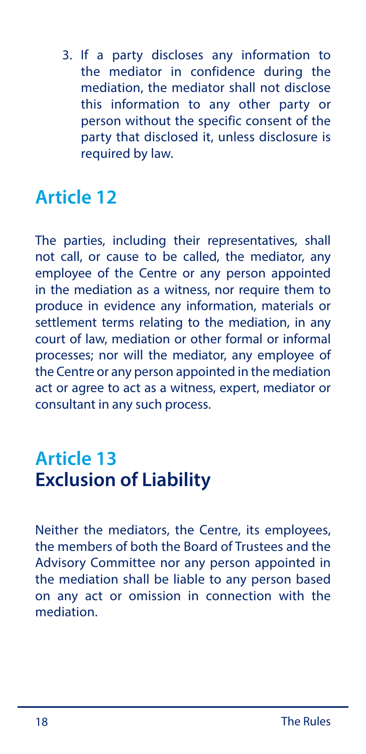3. If a party discloses any information to the mediator in confidence during the mediation, the mediator shall not disclose this information to any other party or person without the specific consent of the party that disclosed it, unless disclosure is required by law.

## Article 12

The parties, including their representatives, shall not call, or cause to be called, the mediator, any employee of the Centre or any person appointed in the mediation as a witness, nor require them to produce in evidence any information, materials or settlement terms relating to the mediation, in any court of law, mediation or other formal or informal processes; nor will the mediator, any employee of the Centre or any person appointed in the mediation act or agree to act as a witness, expert, mediator or consultant in any such process.

## Article 13
## Exclusion of Liability

Neither the mediators, the Centre, its employees, the members of both the Board of Trustees and the Advisory Committee nor any person appointed in the mediation shall be liable to any person based on any act or omission in connection with the mediation.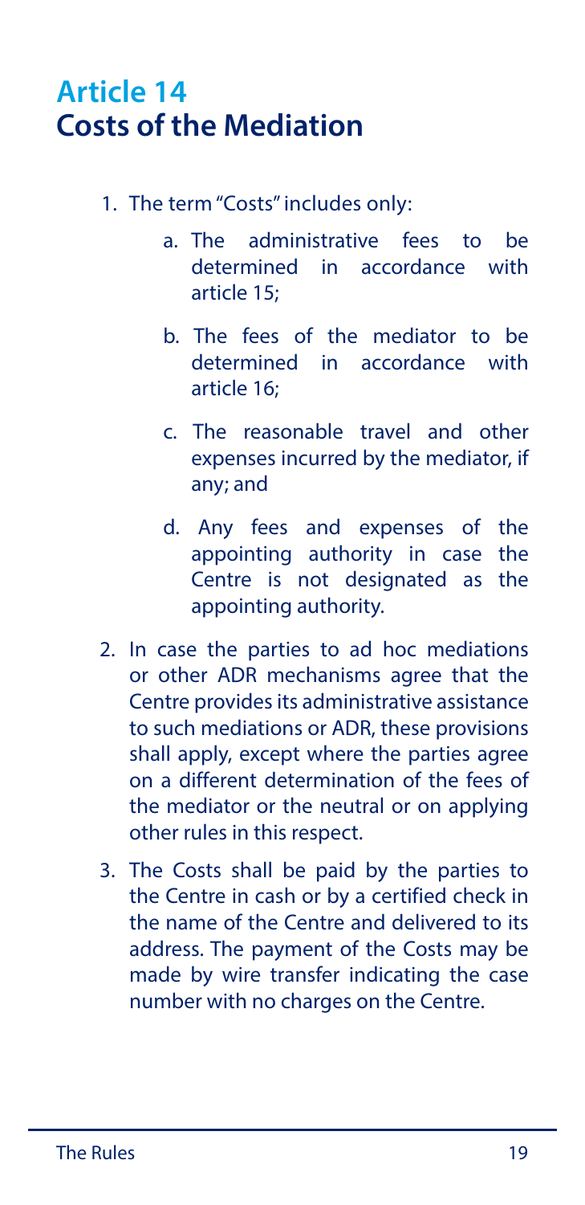# Article 14
## Costs of the Mediation

1. The term "Costs" includes only:

    a. The administrative fees to be determined in accordance with article 15;

    b. The fees of the mediator to be determined in accordance with article 16;

    c. The reasonable travel and other expenses incurred by the mediator, if any; and

    d. Any fees and expenses of the appointing authority in case the Centre is not designated as the appointing authority.

2. In case the parties to ad hoc mediations or other ADR mechanisms agree that the Centre provides its administrative assistance to such mediations or ADR, these provisions shall apply, except where the parties agree on a different determination of the fees of the mediator or the neutral or on applying other rules in this respect.

3. The Costs shall be paid by the parties to the Centre in cash or by a certified check in the name of the Centre and delivered to its address. The payment of the Costs may be made by wire transfer indicating the case number with no charges on the Centre.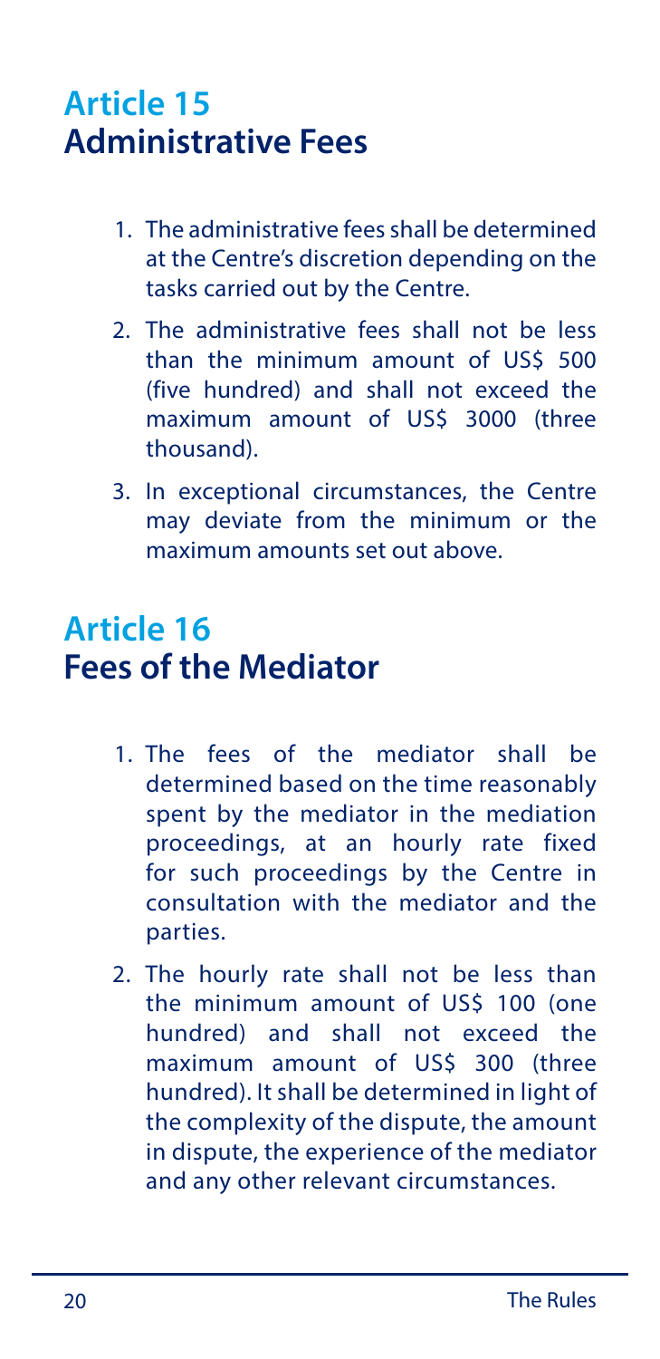## Article 15
## Administrative Fees

1. The administrative fees shall be determined at the Centre's discretion depending on the tasks carried out by the Centre.
2. The administrative fees shall not be less than the minimum amount of US$ 500 (five hundred) and shall not exceed the maximum amount of US$ 3000 (three thousand).
3. In exceptional circumstances, the Centre may deviate from the minimum or the maximum amounts set out above.

## Article 16
## Fees of the Mediator

1. The fees of the mediator shall be determined based on the time reasonably spent by the mediator in the mediation proceedings, at an hourly rate fixed for such proceedings by the Centre in consultation with the mediator and the parties.
2. The hourly rate shall not be less than the minimum amount of US$ 100 (one hundred) and shall not exceed the maximum amount of US$ 300 (three hundred). It shall be determined in light of the complexity of the dispute, the amount in dispute, the experience of the mediator and any other relevant circumstances.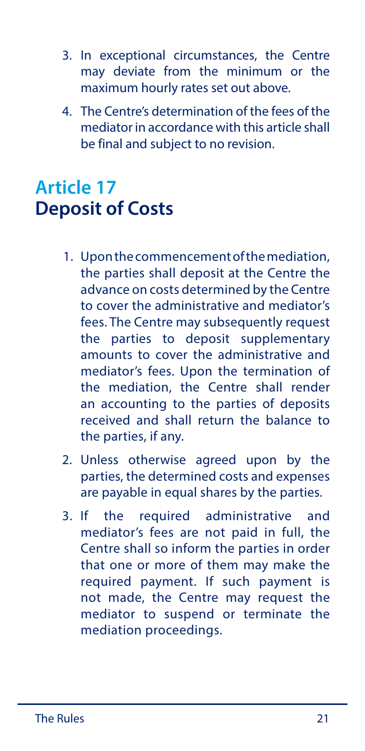3. In exceptional circumstances, the Centre may deviate from the minimum or the maximum hourly rates set out above.
4. The Centre's determination of the fees of the mediator in accordance with this article shall be final and subject to no revision.

## Article 17
## Deposit of Costs

1. Upon the commencement of the mediation, the parties shall deposit at the Centre the advance on costs determined by the Centre to cover the administrative and mediator's fees. The Centre may subsequently request the parties to deposit supplementary amounts to cover the administrative and mediator's fees. Upon the termination of the mediation, the Centre shall render an accounting to the parties of deposits received and shall return the balance to the parties, if any.
2. Unless otherwise agreed upon by the parties, the determined costs and expenses are payable in equal shares by the parties.
3. If the required administrative and mediator's fees are not paid in full, the Centre shall so inform the parties in order that one or more of them may make the required payment. If such payment is not made, the Centre may request the mediator to suspend or terminate the mediation proceedings.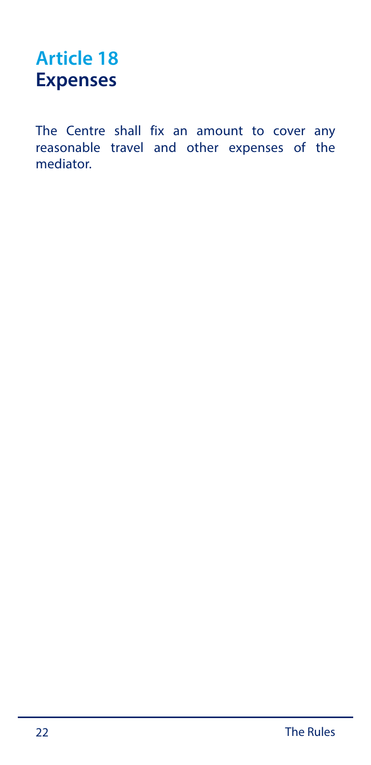## Article 18
## Expenses

The Centre shall fix an amount to cover any reasonable travel and other expenses of the mediator.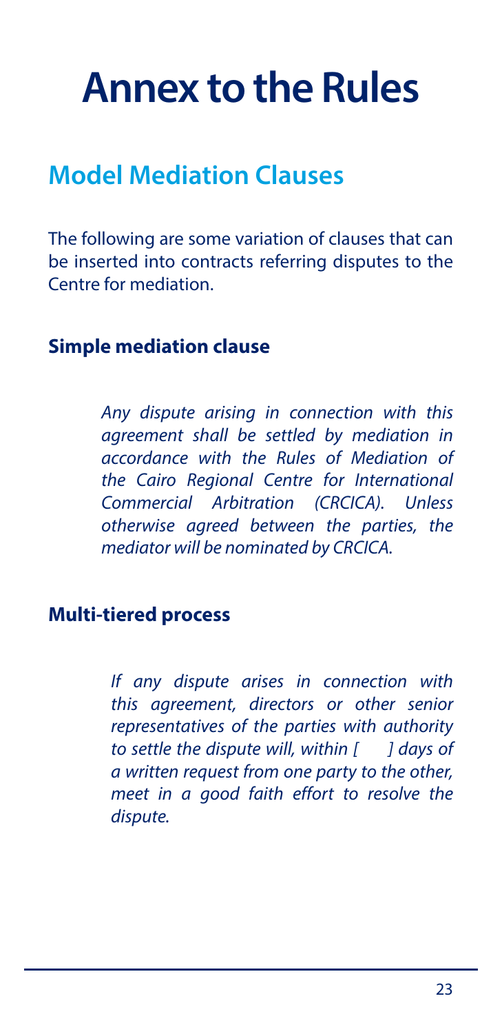# Annex to the Rules

## Model Mediation Clauses

The following are some variation of clauses that can be inserted into contracts referring disputes to the Centre for mediation.

### Simple mediation clause

> *Any dispute arising in connection with this agreement shall be settled by mediation in accordance with the Rules of Mediation of the Cairo Regional Centre for International Commercial Arbitration (CRCICA). Unless otherwise agreed between the parties, the mediator will be nominated by CRCICA.*

### Multi-tiered process

> *If any dispute arises in connection with this agreement, directors or other senior representatives of the parties with authority to settle the dispute will, within [ ] days of a written request from one party to the other, meet in a good faith effort to resolve the dispute.*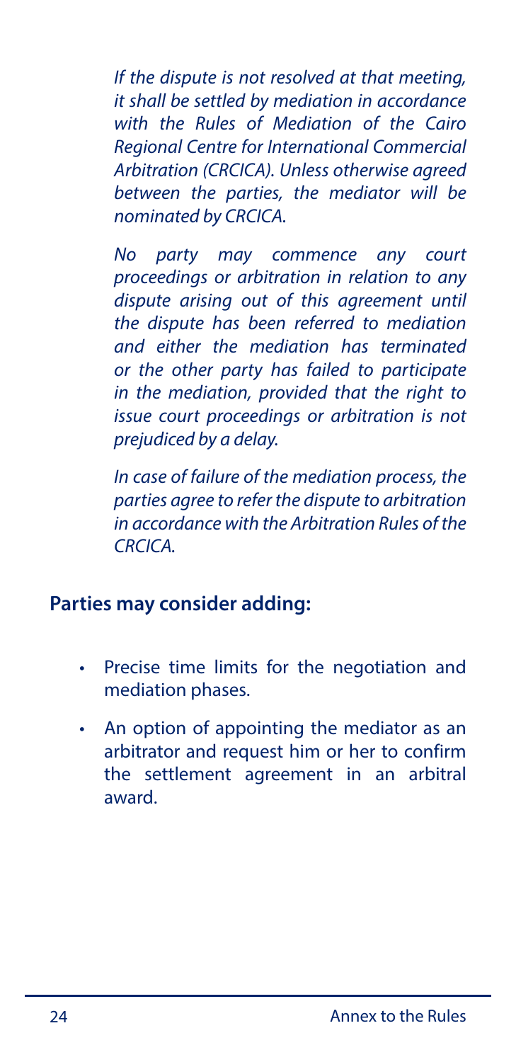*If the dispute is not resolved at that meeting, it shall be settled by mediation in accordance with the Rules of Mediation of the Cairo Regional Centre for International Commercial Arbitration (CRCICA). Unless otherwise agreed between the parties, the mediator will be nominated by CRCICA.*

*No party may commence any court proceedings or arbitration in relation to any dispute arising out of this agreement until the dispute has been referred to mediation and either the mediation has terminated or the other party has failed to participate in the mediation, provided that the right to issue court proceedings or arbitration is not prejudiced by a delay.*

*In case of failure of the mediation process, the parties agree to refer the dispute to arbitration in accordance with the Arbitration Rules of the CRCICA.*

### Parties may consider adding:

- Precise time limits for the negotiation and mediation phases.
- An option of appointing the mediator as an arbitrator and request him or her to confirm the settlement agreement in an arbitral award.